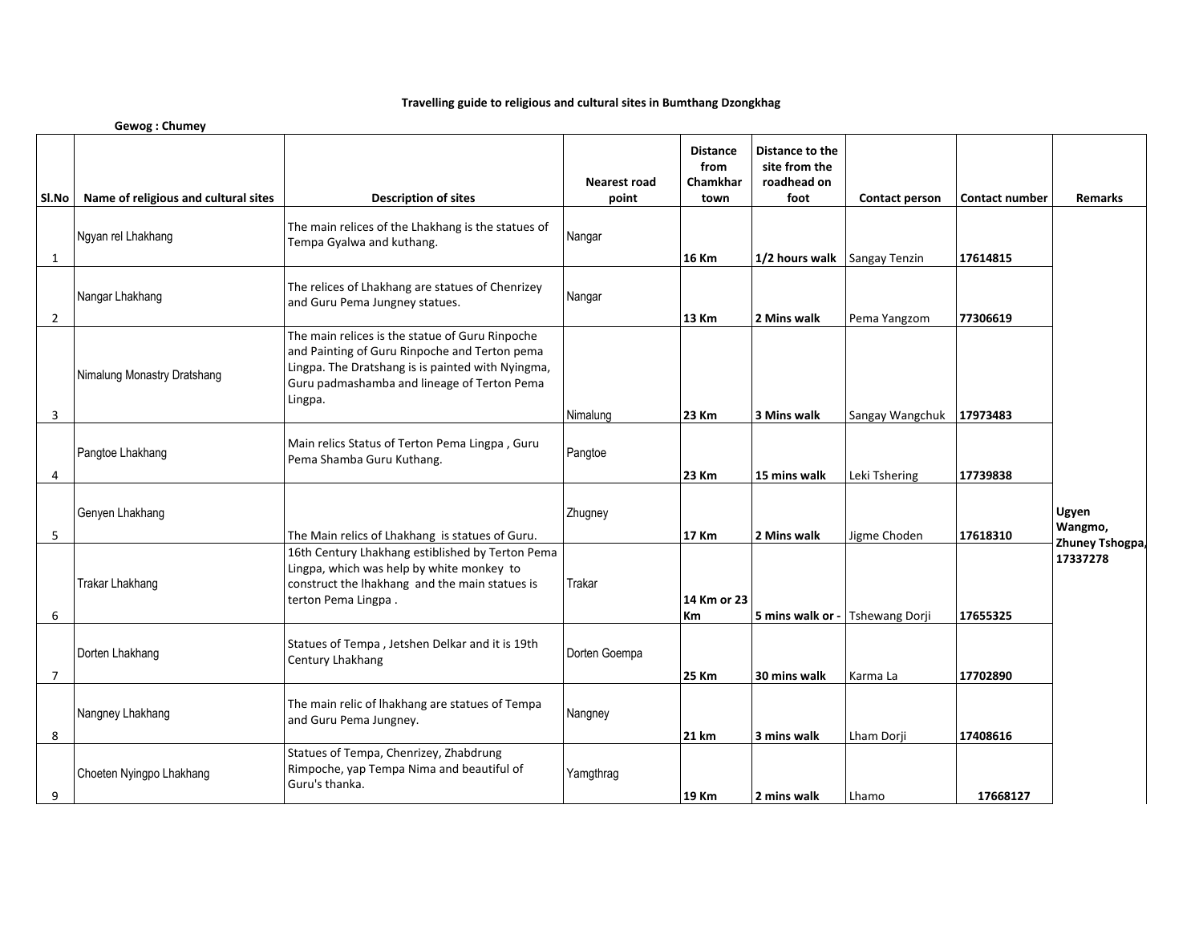# Travelling guide to religious and cultural sites in Bumthang Dzongkhag

**Gewog : Chumey**

| Sl.No | Name of religious and cultural sites | Description of sites | Nearest road point | Distance from Chamkhar town | Distance to the site from the roadhead on foot | Contact person | Contact number | Remarks |
|---|---|---|---|---|---|---|---|---|
| 1 | Ngyan rel Lhakhang | The main relices of the Lhakhang is the statues of Tempa Gyalwa and kuthang. | Nangar | 16 Km | 1/2 hours walk | Sangay Tenzin | 17614815 | |
| 2 | Nangar Lhakhang | The relices of Lhakhang are statues of Chenrizey and Guru Pema Jungney statues. | Nangar | 13 Km | 2 Mins walk | Pema Yangzom | 77306619 | |
| 3 | Nimalung Monastry Dratshang | The main relices is the statue of Guru Rinpoche and Painting of Guru Rinpoche and Terton pema Lingpa. The Dratshang is is painted with Nyingma, Guru padmashamba and lineage of Terton Pema Lingpa. | Nimalung | 23 Km | 3 Mins walk | Sangay Wangchuk | 17973483 | |
| 4 | Pangtoe Lhakhang | Main relics Status of Terton Pema Lingpa , Guru Pema Shamba Guru Kuthang. | Pangtoe | 23 Km | 15 mins walk | Leki Tshering | 17739838 | |
| 5 | Genyen Lhakhang | The Main relics of Lhakhang is statues of Guru. | Zhugney | 17 Km | 2 Mins walk | Jigme Choden | 17618310 | Ugyen Wangmo, Zhuney Tshogpa, 17337278 |
| 6 | Trakar Lhakhang | 16th Century Lhakhang estiblished by Terton Pema Lingpa, which was help by white monkey to construct the lhakhang and the main statues is terton Pema Lingpa . | Trakar | 14 Km or 23 Km | 5 mins walk or - | Tshewang Dorji | 17655325 | |
| 7 | Dorten Lhakhang | Statues of Tempa , Jetshen Delkar and it is 19th Century Lhakhang | Dorten Goempa | 25 Km | 30 mins walk | Karma La | 17702890 | |
| 8 | Nangney Lhakhang | The main relic of lhakhang are statues of Tempa and Guru Pema Jungney. | Nangney | 21 km | 3 mins walk | Lham Dorji | 17408616 | |
| 9 | Choeten Nyingpo Lhakhang | Statues of Tempa, Chenrizey, Zhabdrung Rimpoche, yap Tempa Nima and beautiful of Guru's thanka. | Yamgthrag | 19 Km | 2 mins walk | Lhamo | 17668127 | |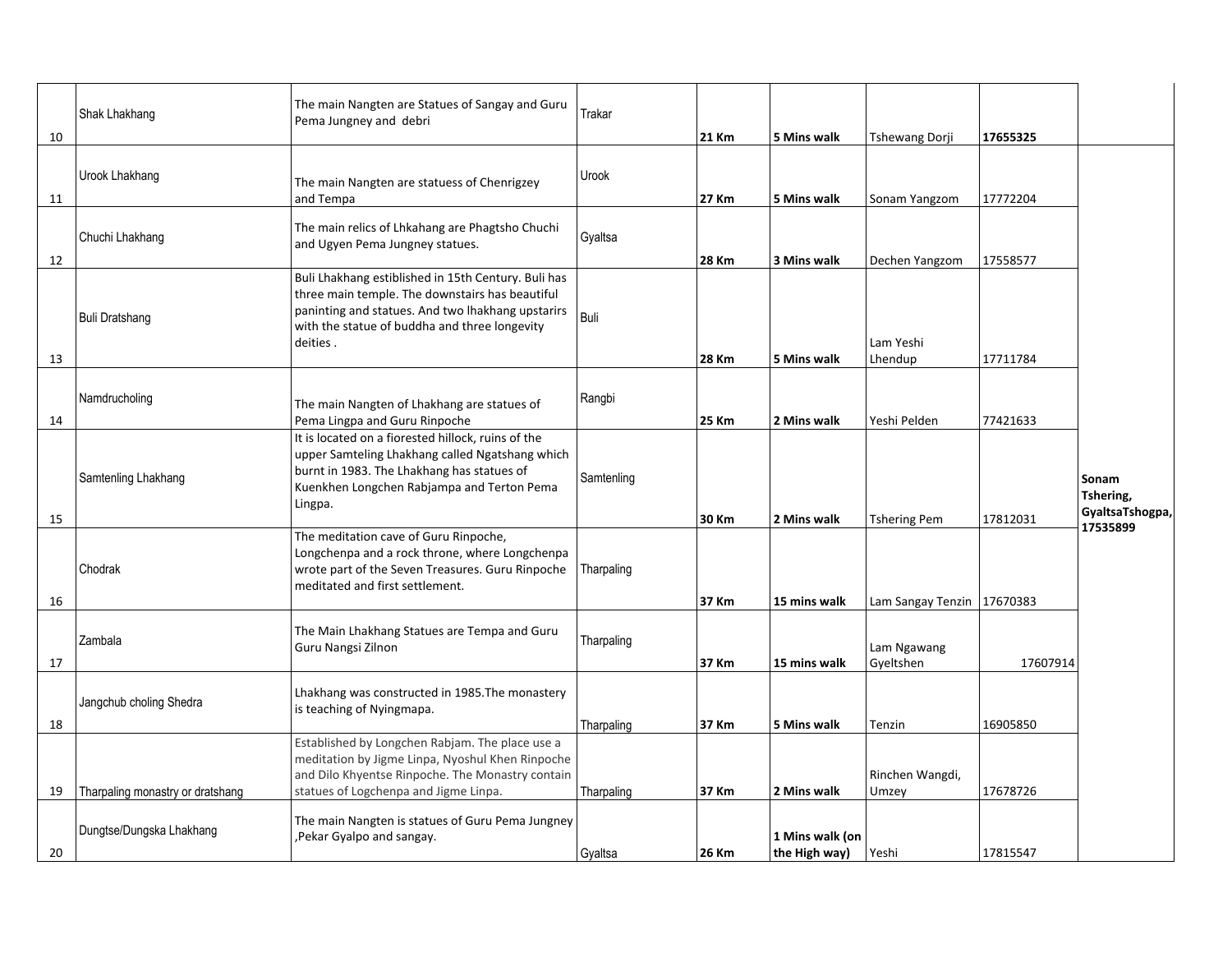| 10 | Shak Lhakhang | The main Nangten are Statues of Sangay and Guru Pema Jungney and debri | Trakar | **21 Km** | **5 Mins walk** | Tshewang Dorji | **17655325** | |
|---|---|---|---|---|---|---|---|---|
| 11 | Urook Lhakhang | The main Nangten are statuess of Chenrigzey and Tempa | Urook | **27 Km** | **5 Mins walk** | Sonam Yangzom | 17772204 | **Sonam Tshering, GyaltsaTshogpa, 17535899** |
| 12 | Chuchi Lhakhang | The main relics of Lhkahang are Phagtsho Chuchi and Ugyen Pema Jungney statues. | Gyaltsa | **28 Km** | **3 Mins walk** | Dechen Yangzom | 17558577 | |
| 13 | Buli Dratshang | Buli Lhakhang estiblished in 15th Century. Buli has three main temple. The downstairs has beautiful paninting and statues. And two lhakhang upstarirs with the statue of buddha and three longevity deities . | Buli | **28 Km** | **5 Mins walk** | Lam Yeshi Lhendup | 17711784 | |
| 14 | Namdrucholing | The main Nangten of Lhakhang are statues of Pema Lingpa and Guru Rinpoche | Rangbi | **25 Km** | **2 Mins walk** | Yeshi Pelden | 77421633 | |
| 15 | Samtenling Lhakhang | It is located on a fiorested hillock, ruins of the upper Samteling Lhakhang called Ngatshang which burnt in 1983. The Lhakhang has statues of Kuenkhen Longchen Rabjampa and Terton Pema Lingpa. | Samtenling | **30 Km** | **2 Mins walk** | Tshering Pem | 17812031 | |
| 16 | Chodrak | The meditation cave of Guru Rinpoche, Longchenpa and a rock throne, where Longchenpa wrote part of the Seven Treasures. Guru Rinpoche meditated and first settlement. | Tharpaling | **37 Km** | **15 mins walk** | Lam Sangay Tenzin | 17670383 | |
| 17 | Zambala | The Main Lhakhang Statues are Tempa and Guru Guru Nangsi Zilnon | Tharpaling | **37 Km** | **15 mins walk** | Lam Ngawang Gyeltshen | 17607914 | |
| 18 | Jangchub choling Shedra | Lhakhang was constructed in 1985.The monastery is teaching of Nyingmapa. | Tharpaling | **37 Km** | **5 Mins walk** | Tenzin | 16905850 | |
| 19 | Tharpaling monastry or dratshang | Established by Longchen Rabjam. The place use a meditation by Jigme Linpa, Nyoshul Khen Rinpoche and Dilo Khyentse Rinpoche. The Monastry contain statues of Logchenpa and Jigme Linpa. | Tharpaling | **37 Km** | **2 Mins walk** | Rinchen Wangdi, Umzey | 17678726 | |
| 20 | Dungtse/Dungska Lhakhang | The main Nangten is statues of Guru Pema Jungney ,Pekar Gyalpo and sangay. | Gyaltsa | **26 Km** | **1 Mins walk (on the High way)** | Yeshi | 17815547 | |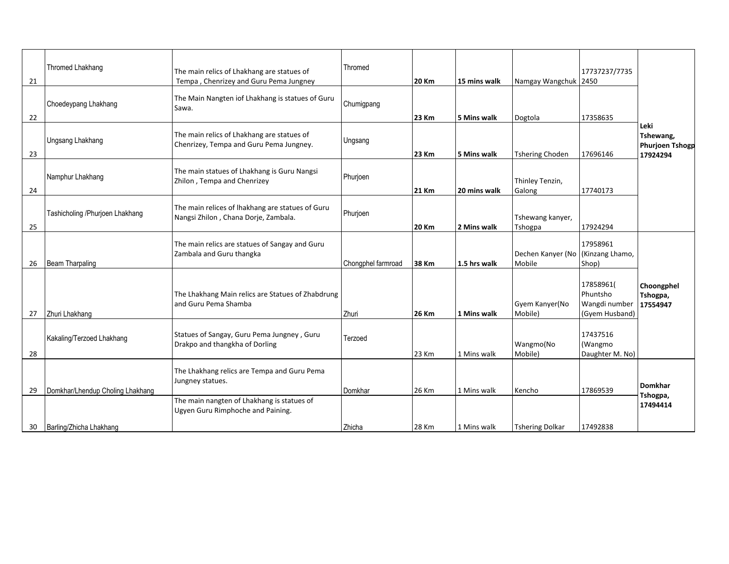| | | | | | | | | |
|---|---|---|---|---|---|---|---|---|
| 21 | Thromed Lhakhang | The main relics of Lhakhang are statues of Tempa , Chenrizey and Guru Pema Jungney | Thromed | **20 Km** | **15 mins walk** | Namgay Wangchuk | 17737237/77352450 | **Leki Tshewang, Phurjoen Tshogp 17924294** |
| 22 | Choedeypang Lhakhang | The Main Nangten iof Lhakhang is statues of Guru Sawa. | Chumigpang | **23 Km** | **5 Mins walk** | Dogtola | 17358635 | |
| 23 | Ungsang Lhakhang | The main relics of Lhakhang are statues of Chenrizey, Tempa and Guru Pema Jungney. | Ungsang | **23 Km** | **5 Mins walk** | Tshering Choden | 17696146 | |
| 24 | Namphur Lhakhang | The main statues of Lhakhang is Guru Nangsi Zhilon , Tempa and Chenrizey | Phurjoen | **21 Km** | **20 mins walk** | Thinley Tenzin, Galong | 17740173 | |
| 25 | Tashicholing /Phurjoen Lhakhang | The main relices of lhakhang are statues of Guru Nangsi Zhilon , Chana Dorje, Zambala. | Phurjoen | **20 Km** | **2 Mins walk** | Tshewang kanyer, Tshogpa | 17924294 | |
| 26 | Beam Tharpaling | The main relics are statues of Sangay and Guru Zambala and Guru thangka | Chongphel farmroad | **38 Km** | **1.5 hrs walk** | Dechen Kanyer (No Mobile | 17958961 (Kinzang Lhamo, Shop) | **Choongphel Tshogpa, 17554947** |
| 27 | Zhuri Lhakhang | The Lhakhang Main relics are Statues of Zhabdrung and Guru Pema Shamba | Zhuri | **26 Km** | **1 Mins walk** | Gyem Kanyer(No Mobile) | 17858961( Phuntsho Wangdi number (Gyem Husband) | |
| 28 | Kakaling/Terzoed Lhakhang | Statues of Sangay, Guru Pema Jungney , Guru Drakpo and thangkha of Dorling | Terzoed | 23 Km | 1 Mins walk | Wangmo(No Mobile) | 17437516 (Wangmo Daughter M. No) | |
| 29 | Domkhar/Lhendup Choling Lhakhang | The Lhakhang relics are Tempa and Guru Pema Jungney statues. | Domkhar | 26 Km | 1 Mins walk | Kencho | 17869539 | **Domkhar Tshogpa, 17494414** |
| 30 | Barling/Zhicha Lhakhang | The main nangten of Lhakhang is statues of Ugyen Guru Rimphoche and Paining. | Zhicha | 28 Km | 1 Mins walk | Tshering Dolkar | 17492838 | |